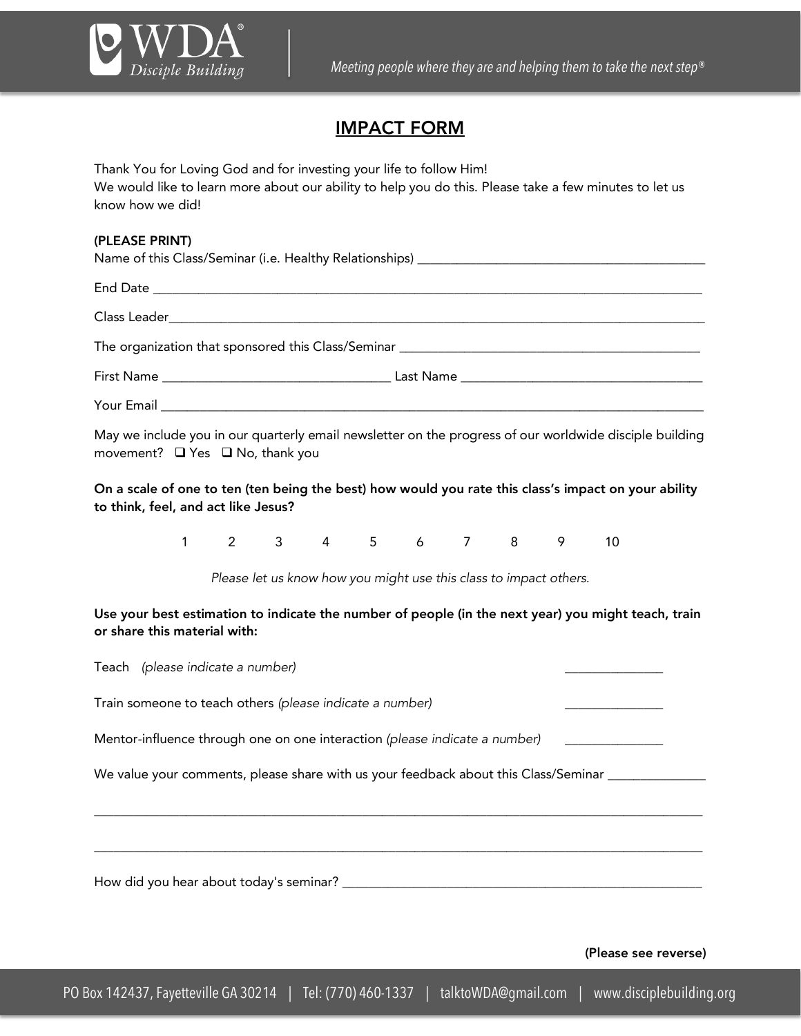# IMPACT FORM

Thank You for Loving God and for investing your life to follow Him!
We would like to learn more about our ability to help you do this. Please take a few minutes to let us know how we did!

**(PLEASE PRINT)**

Name of this Class/Seminar (i.e. Healthy Relationships) ________________________________________

End Date ________________________________________________________________________________

Class Leader______________________________________________________________________________

The organization that sponsored this Class/Seminar ___________________________________________

First Name ______________________________ Last Name ________________________________

Your Email _______________________________________________________________________________

May we include you in our quarterly email newsletter on the progress of our worldwide disciple building movement? ❑ Yes ❑ No, thank you

**On a scale of one to ten (ten being the best) how would you rate this class's impact on your ability to think, feel, and act like Jesus?**

1 2 3 4 5 6 7 8 9 10

*Please let us know how you might use this class to impact others.*

**Use your best estimation to indicate the number of people (in the next year) you might teach, train or share this material with:**

Teach *(please indicate a number)* ______________

Train someone to teach others *(please indicate a number)* ______________

Mentor-influence through one on one interaction *(please indicate a number)* ______________

We value your comments, please share with us your feedback about this Class/Seminar ______________

_________________________________________________________________________________________

_________________________________________________________________________________________

How did you hear about today's seminar? ___________________________________________________

**(Please see reverse)**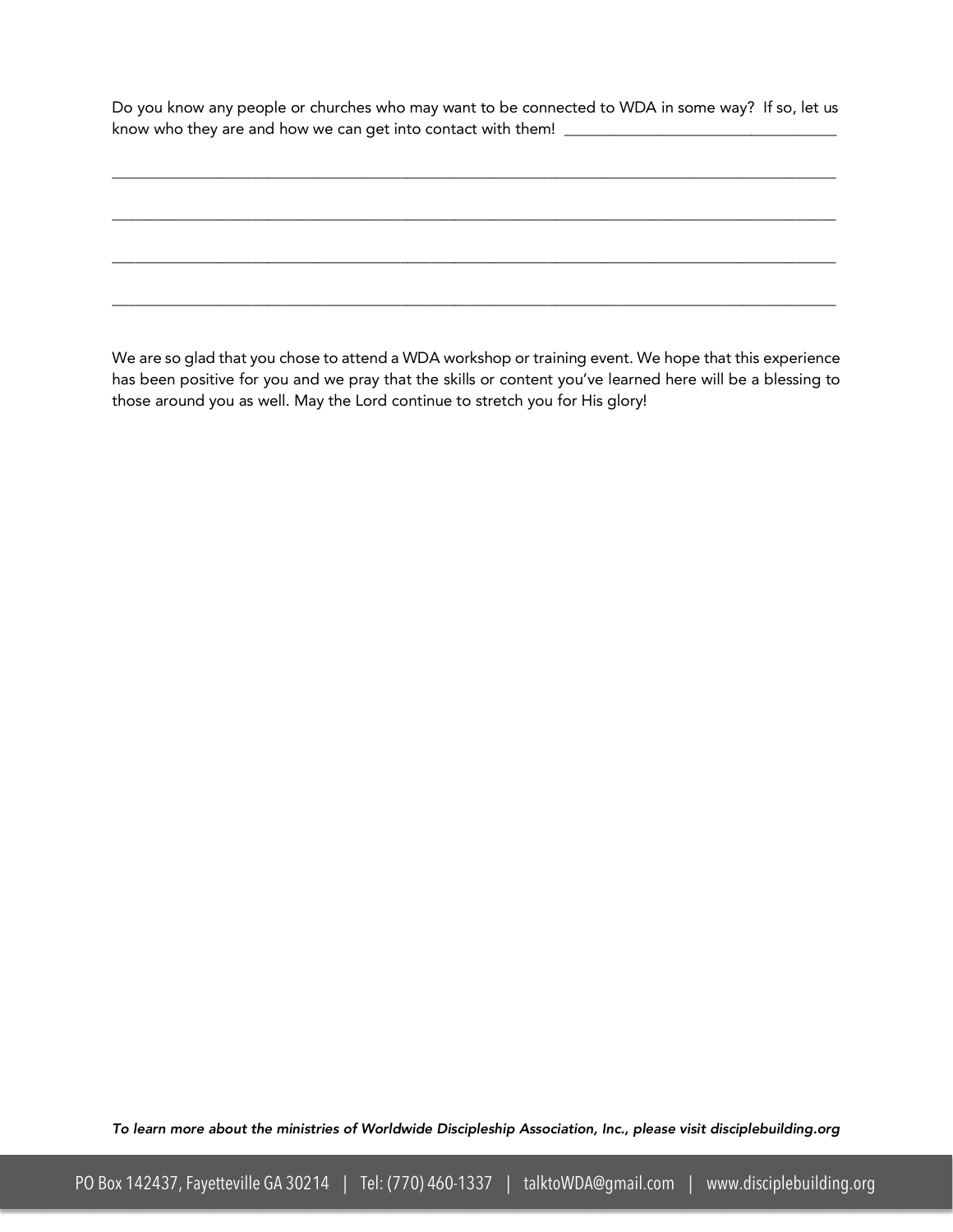Do you know any people or churches who may want to be connected to WDA in some way? If so, let us know who they are and how we can get into contact with them! ___________________________________

_____________________________________________________________________________________________

_____________________________________________________________________________________________

_____________________________________________________________________________________________

_____________________________________________________________________________________________

We are so glad that you chose to attend a WDA workshop or training event. We hope that this experience has been positive for you and we pray that the skills or content you've learned here will be a blessing to those around you as well. May the Lord continue to stretch you for His glory!

***To learn more about the ministries of Worldwide Discipleship Association, Inc., please visit disciplebuilding.org***